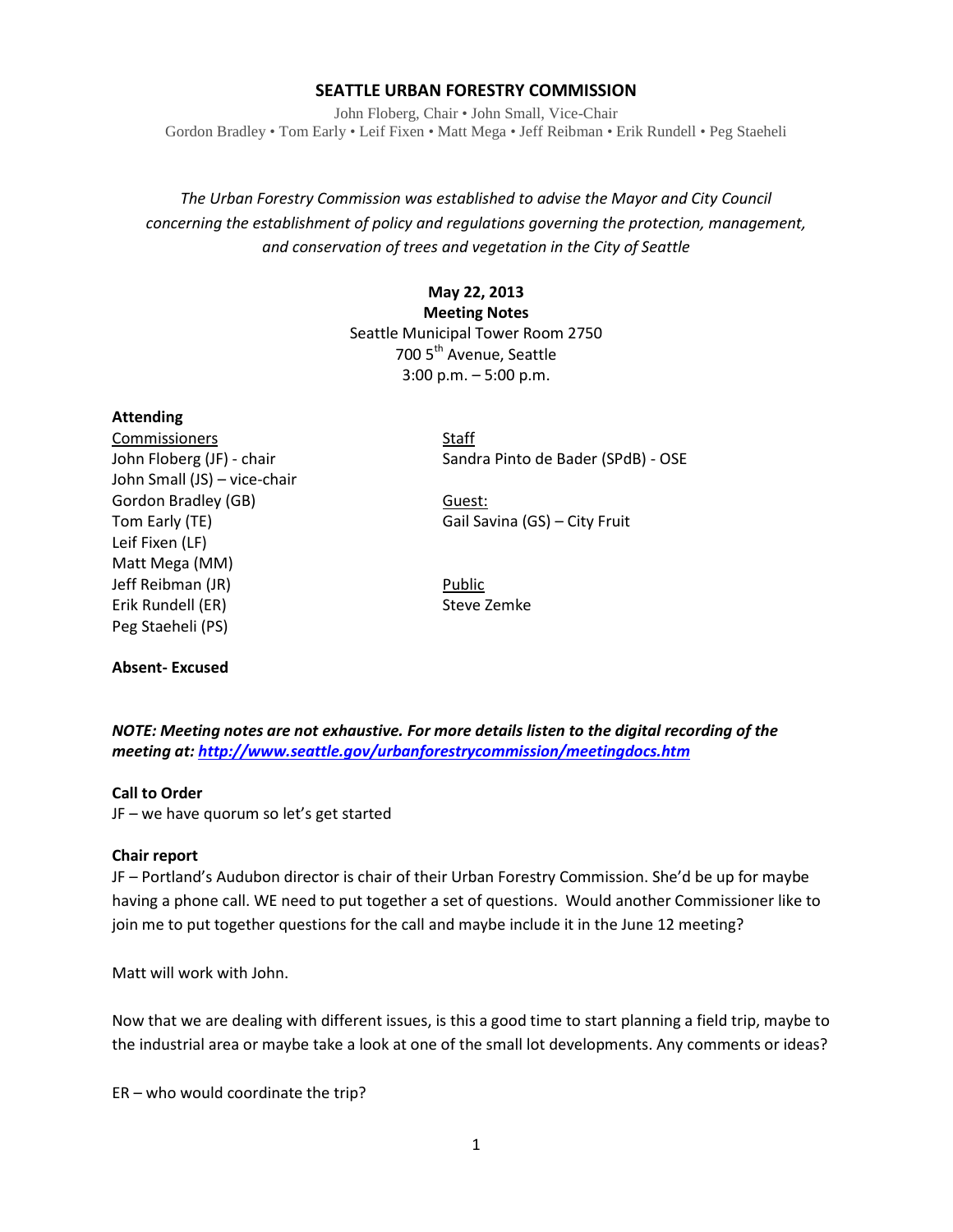# SEATTLE URBAN FORESTRY COMMISSION

John Floberg, Chair • John Small, Vice-Chair
Gordon Bradley • Tom Early • Leif Fixen • Matt Mega • Jeff Reibman • Erik Rundell • Peg Staeheli

*The Urban Forestry Commission was established to advise the Mayor and City Council concerning the establishment of policy and regulations governing the protection, management, and conservation of trees and vegetation in the City of Seattle*

**May 22, 2013**
**Meeting Notes**
Seattle Municipal Tower Room 2750
700 5th Avenue, Seattle
3:00 p.m. – 5:00 p.m.

**Attending**

Commissioners
John Floberg (JF) - chair
John Small (JS) – vice-chair
Gordon Bradley (GB)
Tom Early (TE)
Leif Fixen (LF)
Matt Mega (MM)
Jeff Reibman (JR)
Erik Rundell (ER)
Peg Staeheli (PS)

Staff
Sandra Pinto de Bader (SPdB) - OSE

Guest:
Gail Savina (GS) – City Fruit

Public
Steve Zemke

**Absent- Excused**

***NOTE: Meeting notes are not exhaustive. For more details listen to the digital recording of the meeting at: [http://www.seattle.gov/urbanforestrycommission/meetingdocs.htm](http://www.seattle.gov/urbanforestrycommission/meetingdocs.htm)***

**Call to Order**

JF – we have quorum so let's get started

**Chair report**

JF – Portland's Audubon director is chair of their Urban Forestry Commission. She'd be up for maybe having a phone call. WE need to put together a set of questions. Would another Commissioner like to join me to put together questions for the call and maybe include it in the June 12 meeting?

Matt will work with John.

Now that we are dealing with different issues, is this a good time to start planning a field trip, maybe to the industrial area or maybe take a look at one of the small lot developments. Any comments or ideas?

ER – who would coordinate the trip?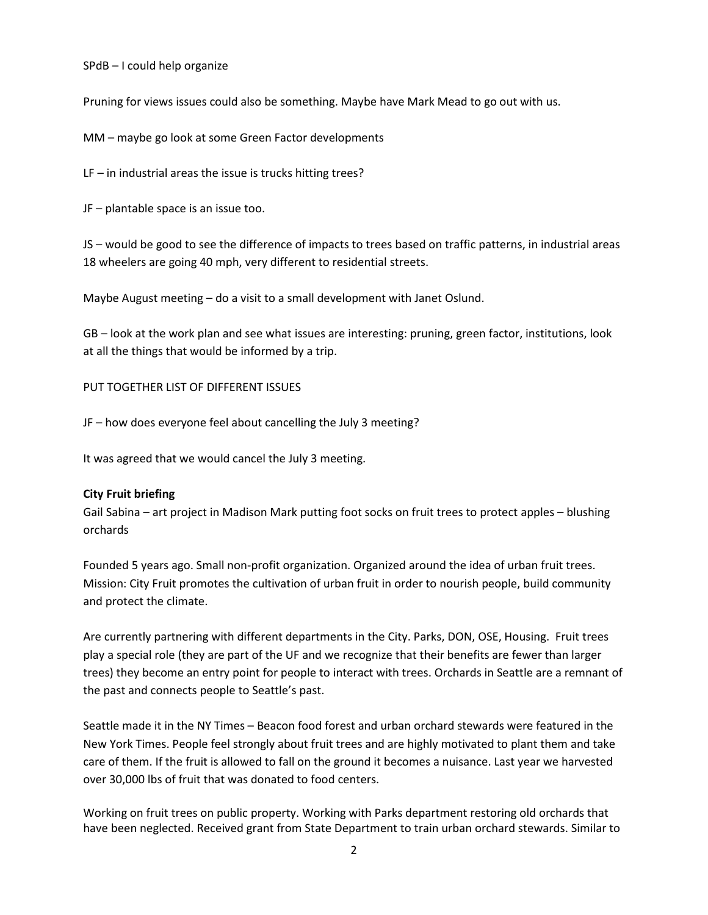SPdB – I could help organize

Pruning for views issues could also be something. Maybe have Mark Mead to go out with us.

MM – maybe go look at some Green Factor developments

LF – in industrial areas the issue is trucks hitting trees?

JF – plantable space is an issue too.

JS – would be good to see the difference of impacts to trees based on traffic patterns, in industrial areas 18 wheelers are going 40 mph, very different to residential streets.

Maybe August meeting – do a visit to a small development with Janet Oslund.

GB – look at the work plan and see what issues are interesting: pruning, green factor, institutions, look at all the things that would be informed by a trip.

PUT TOGETHER LIST OF DIFFERENT ISSUES

JF – how does everyone feel about cancelling the July 3 meeting?

It was agreed that we would cancel the July 3 meeting.

**City Fruit briefing**

Gail Sabina – art project in Madison Mark putting foot socks on fruit trees to protect apples – blushing orchards

Founded 5 years ago. Small non-profit organization. Organized around the idea of urban fruit trees. Mission: City Fruit promotes the cultivation of urban fruit in order to nourish people, build community and protect the climate.

Are currently partnering with different departments in the City. Parks, DON, OSE, Housing. Fruit trees play a special role (they are part of the UF and we recognize that their benefits are fewer than larger trees) they become an entry point for people to interact with trees. Orchards in Seattle are a remnant of the past and connects people to Seattle's past.

Seattle made it in the NY Times – Beacon food forest and urban orchard stewards were featured in the New York Times. People feel strongly about fruit trees and are highly motivated to plant them and take care of them. If the fruit is allowed to fall on the ground it becomes a nuisance. Last year we harvested over 30,000 lbs of fruit that was donated to food centers.

Working on fruit trees on public property. Working with Parks department restoring old orchards that have been neglected. Received grant from State Department to train urban orchard stewards. Similar to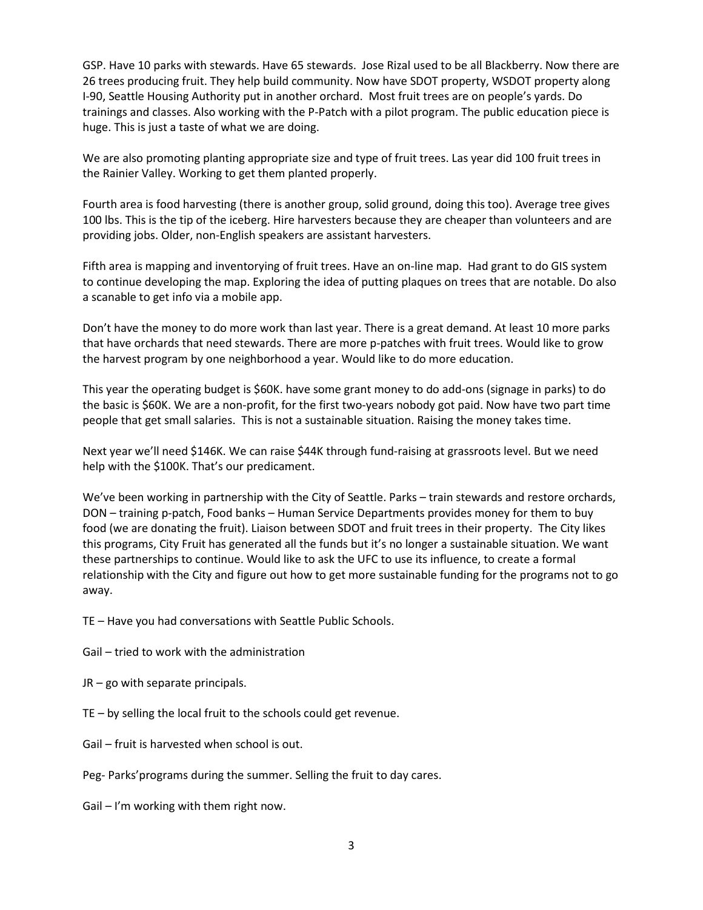GSP. Have 10 parks with stewards. Have 65 stewards. Jose Rizal used to be all Blackberry. Now there are 26 trees producing fruit. They help build community. Now have SDOT property, WSDOT property along I-90, Seattle Housing Authority put in another orchard. Most fruit trees are on people's yards. Do trainings and classes. Also working with the P-Patch with a pilot program. The public education piece is huge. This is just a taste of what we are doing.

We are also promoting planting appropriate size and type of fruit trees. Las year did 100 fruit trees in the Rainier Valley. Working to get them planted properly.

Fourth area is food harvesting (there is another group, solid ground, doing this too). Average tree gives 100 lbs. This is the tip of the iceberg. Hire harvesters because they are cheaper than volunteers and are providing jobs. Older, non-English speakers are assistant harvesters.

Fifth area is mapping and inventorying of fruit trees. Have an on-line map. Had grant to do GIS system to continue developing the map. Exploring the idea of putting plaques on trees that are notable. Do also a scanable to get info via a mobile app.

Don't have the money to do more work than last year. There is a great demand. At least 10 more parks that have orchards that need stewards. There are more p-patches with fruit trees. Would like to grow the harvest program by one neighborhood a year. Would like to do more education.

This year the operating budget is $60K. have some grant money to do add-ons (signage in parks) to do the basic is $60K. We are a non-profit, for the first two-years nobody got paid. Now have two part time people that get small salaries. This is not a sustainable situation. Raising the money takes time.

Next year we'll need $146K. We can raise $44K through fund-raising at grassroots level. But we need help with the $100K. That's our predicament.

We've been working in partnership with the City of Seattle. Parks – train stewards and restore orchards, DON – training p-patch, Food banks – Human Service Departments provides money for them to buy food (we are donating the fruit). Liaison between SDOT and fruit trees in their property. The City likes this programs, City Fruit has generated all the funds but it's no longer a sustainable situation. We want these partnerships to continue. Would like to ask the UFC to use its influence, to create a formal relationship with the City and figure out how to get more sustainable funding for the programs not to go away.

TE – Have you had conversations with Seattle Public Schools.

Gail – tried to work with the administration

JR – go with separate principals.

TE – by selling the local fruit to the schools could get revenue.

Gail – fruit is harvested when school is out.

Peg- Parks'programs during the summer. Selling the fruit to day cares.

Gail – I'm working with them right now.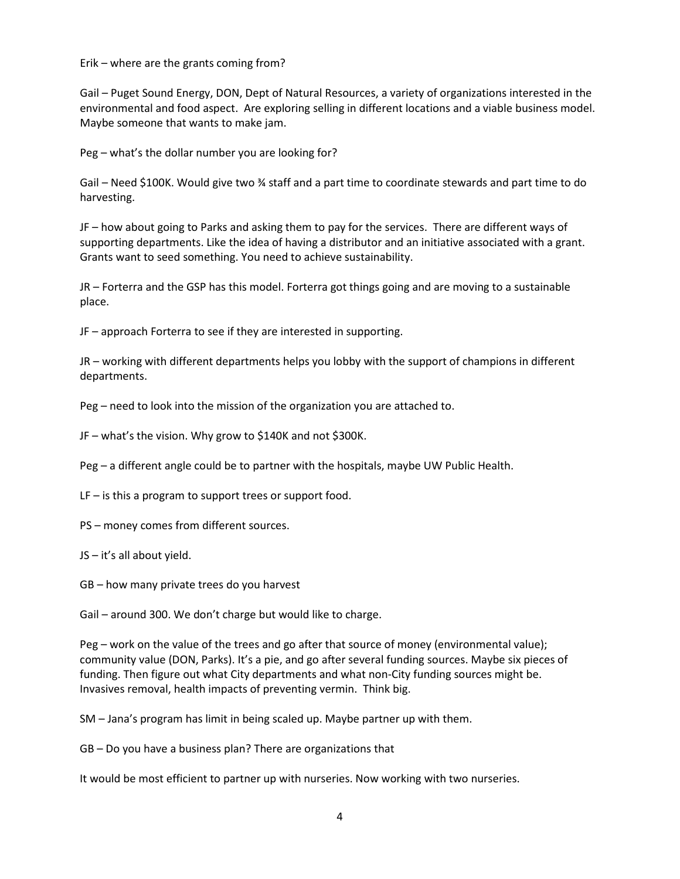Erik – where are the grants coming from?

Gail – Puget Sound Energy, DON, Dept of Natural Resources, a variety of organizations interested in the environmental and food aspect. Are exploring selling in different locations and a viable business model. Maybe someone that wants to make jam.

Peg – what's the dollar number you are looking for?

Gail – Need $100K. Would give two ¾ staff and a part time to coordinate stewards and part time to do harvesting.

JF – how about going to Parks and asking them to pay for the services. There are different ways of supporting departments. Like the idea of having a distributor and an initiative associated with a grant. Grants want to seed something. You need to achieve sustainability.

JR – Forterra and the GSP has this model. Forterra got things going and are moving to a sustainable place.

JF – approach Forterra to see if they are interested in supporting.

JR – working with different departments helps you lobby with the support of champions in different departments.

Peg – need to look into the mission of the organization you are attached to.

JF – what's the vision. Why grow to $140K and not $300K.

Peg – a different angle could be to partner with the hospitals, maybe UW Public Health.

LF – is this a program to support trees or support food.

PS – money comes from different sources.

JS – it's all about yield.

GB – how many private trees do you harvest

Gail – around 300. We don't charge but would like to charge.

Peg – work on the value of the trees and go after that source of money (environmental value); community value (DON, Parks). It's a pie, and go after several funding sources. Maybe six pieces of funding. Then figure out what City departments and what non-City funding sources might be. Invasives removal, health impacts of preventing vermin. Think big.

SM – Jana's program has limit in being scaled up. Maybe partner up with them.

GB – Do you have a business plan? There are organizations that

It would be most efficient to partner up with nurseries. Now working with two nurseries.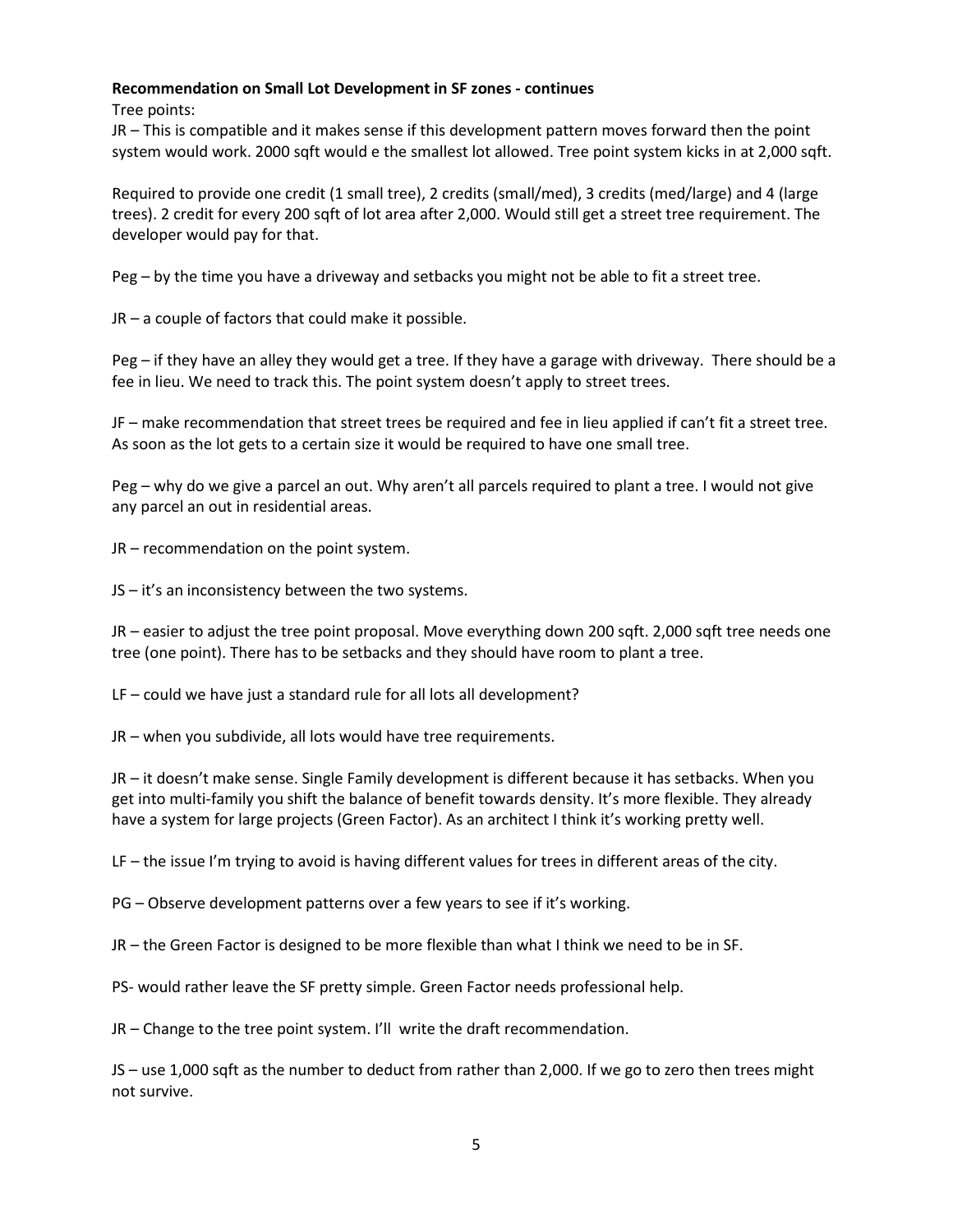**Recommendation on Small Lot Development in SF zones - continues**

Tree points:

JR – This is compatible and it makes sense if this development pattern moves forward then the point system would work. 2000 sqft would e the smallest lot allowed. Tree point system kicks in at 2,000 sqft.

Required to provide one credit (1 small tree), 2 credits (small/med), 3 credits (med/large) and 4 (large trees). 2 credit for every 200 sqft of lot area after 2,000. Would still get a street tree requirement. The developer would pay for that.

Peg – by the time you have a driveway and setbacks you might not be able to fit a street tree.

JR – a couple of factors that could make it possible.

Peg – if they have an alley they would get a tree. If they have a garage with driveway. There should be a fee in lieu. We need to track this. The point system doesn't apply to street trees.

JF – make recommendation that street trees be required and fee in lieu applied if can't fit a street tree. As soon as the lot gets to a certain size it would be required to have one small tree.

Peg – why do we give a parcel an out. Why aren't all parcels required to plant a tree. I would not give any parcel an out in residential areas.

JR – recommendation on the point system.

JS – it's an inconsistency between the two systems.

JR – easier to adjust the tree point proposal. Move everything down 200 sqft. 2,000 sqft tree needs one tree (one point). There has to be setbacks and they should have room to plant a tree.

LF – could we have just a standard rule for all lots all development?

JR – when you subdivide, all lots would have tree requirements.

JR – it doesn't make sense. Single Family development is different because it has setbacks. When you get into multi-family you shift the balance of benefit towards density. It's more flexible. They already have a system for large projects (Green Factor). As an architect I think it's working pretty well.

LF – the issue I'm trying to avoid is having different values for trees in different areas of the city.

PG – Observe development patterns over a few years to see if it's working.

JR – the Green Factor is designed to be more flexible than what I think we need to be in SF.

PS- would rather leave the SF pretty simple. Green Factor needs professional help.

JR – Change to the tree point system. I'll write the draft recommendation.

JS – use 1,000 sqft as the number to deduct from rather than 2,000. If we go to zero then trees might not survive.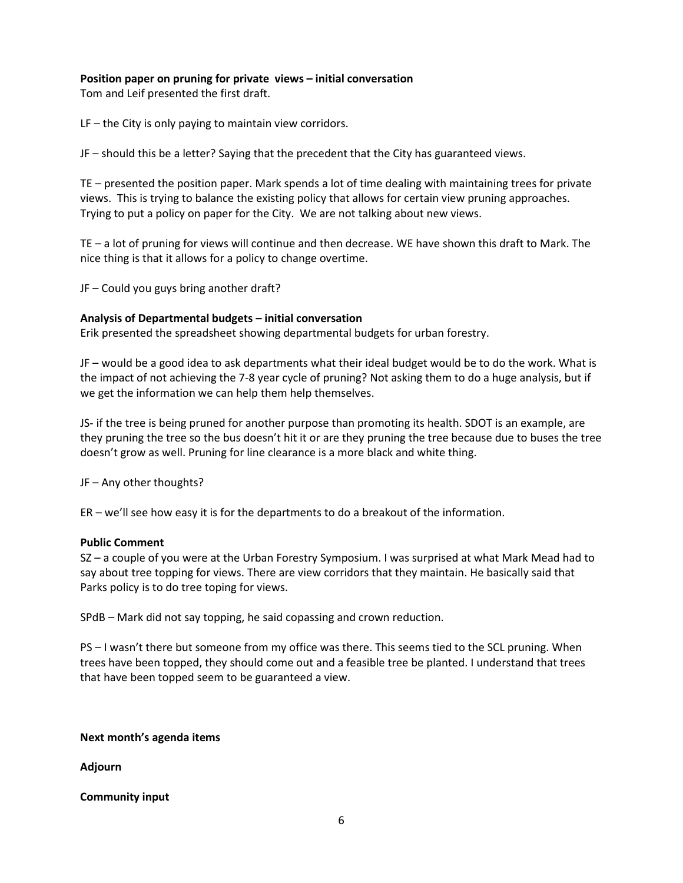**Position paper on pruning for private views – initial conversation**
Tom and Leif presented the first draft.

LF – the City is only paying to maintain view corridors.

JF – should this be a letter? Saying that the precedent that the City has guaranteed views.

TE – presented the position paper. Mark spends a lot of time dealing with maintaining trees for private views. This is trying to balance the existing policy that allows for certain view pruning approaches. Trying to put a policy on paper for the City. We are not talking about new views.

TE – a lot of pruning for views will continue and then decrease. WE have shown this draft to Mark. The nice thing is that it allows for a policy to change overtime.

JF – Could you guys bring another draft?

**Analysis of Departmental budgets – initial conversation**
Erik presented the spreadsheet showing departmental budgets for urban forestry.

JF – would be a good idea to ask departments what their ideal budget would be to do the work. What is the impact of not achieving the 7-8 year cycle of pruning? Not asking them to do a huge analysis, but if we get the information we can help them help themselves.

JS- if the tree is being pruned for another purpose than promoting its health. SDOT is an example, are they pruning the tree so the bus doesn't hit it or are they pruning the tree because due to buses the tree doesn't grow as well. Pruning for line clearance is a more black and white thing.

JF – Any other thoughts?

ER – we'll see how easy it is for the departments to do a breakout of the information.

**Public Comment**
SZ – a couple of you were at the Urban Forestry Symposium. I was surprised at what Mark Mead had to say about tree topping for views. There are view corridors that they maintain. He basically said that Parks policy is to do tree toping for views.

SPdB – Mark did not say topping, he said copassing and crown reduction.

PS – I wasn't there but someone from my office was there. This seems tied to the SCL pruning. When trees have been topped, they should come out and a feasible tree be planted. I understand that trees that have been topped seem to be guaranteed a view.

**Next month's agenda items**

**Adjourn**

**Community input**